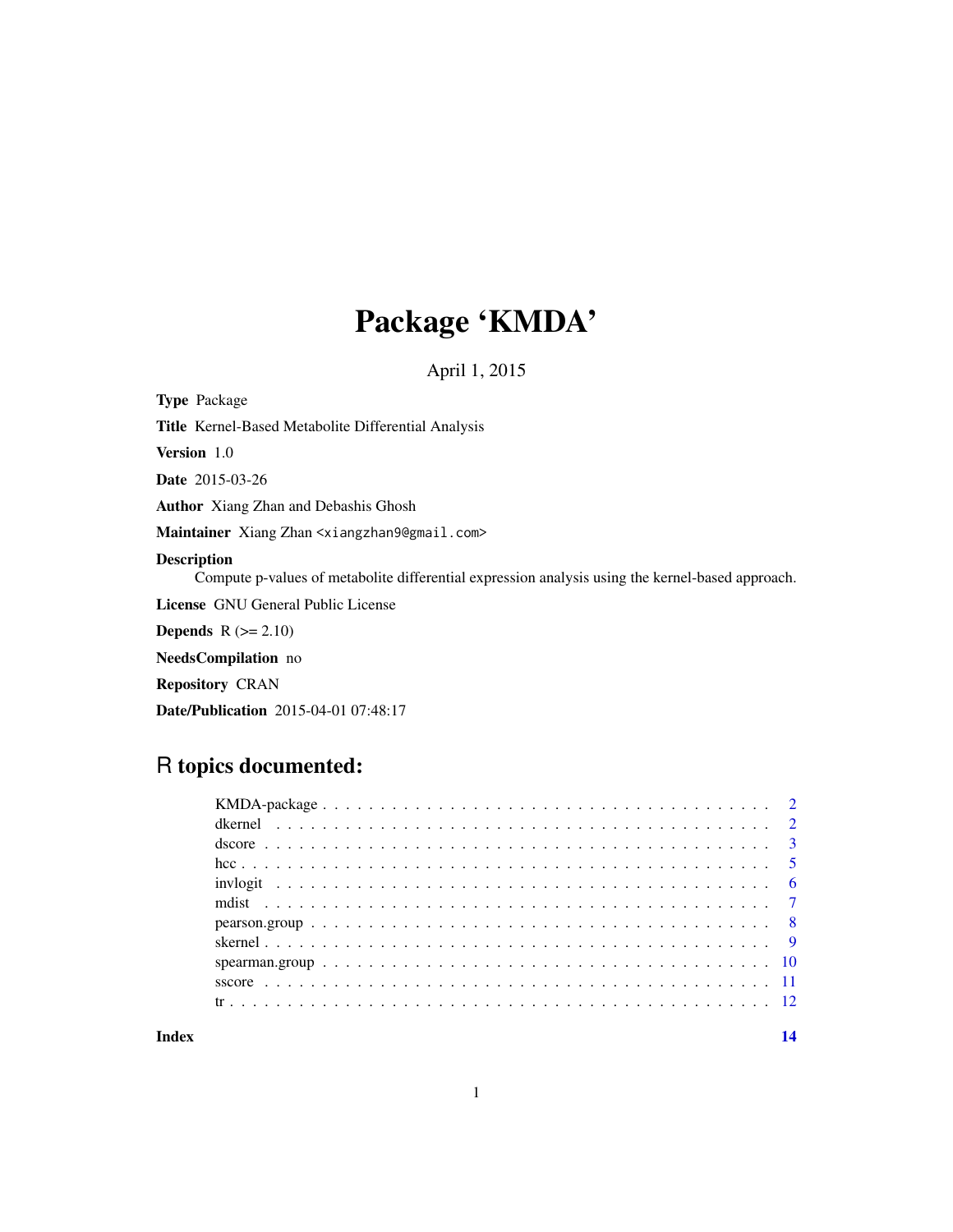# Package 'KMDA'

April 1, 2015

**Type** Package

**Title** Kernel-Based Metabolite Differential Analysis

**Version** 1.0

**Date** 2015-03-26

**Author** Xiang Zhan and Debashis Ghosh

**Maintainer** Xiang Zhan <xiangzhan9@gmail.com>

**Description** Compute p-values of metabolite differential expression analysis using the kernel-based approach.

**License** GNU General Public License

**Depends** R (>= 2.10)

**NeedsCompilation** no

**Repository** CRAN

**Date/Publication** 2015-04-01 07:48:17

## R topics documented:

- KMDA-package . . . . . . . . . . 2
- dkernel . . . . . . . . . . 2
- dscore . . . . . . . . . . 3
- hcc . . . . . . . . . . 5
- invlogit . . . . . . . . . . 6
- mdist . . . . . . . . . . 7
- pearson.group . . . . . . . . . . 8
- skernel . . . . . . . . . . 9
- spearman.group . . . . . . . . . . 10
- sscore . . . . . . . . . . 11
- tr . . . . . . . . . . 12

**Index** 14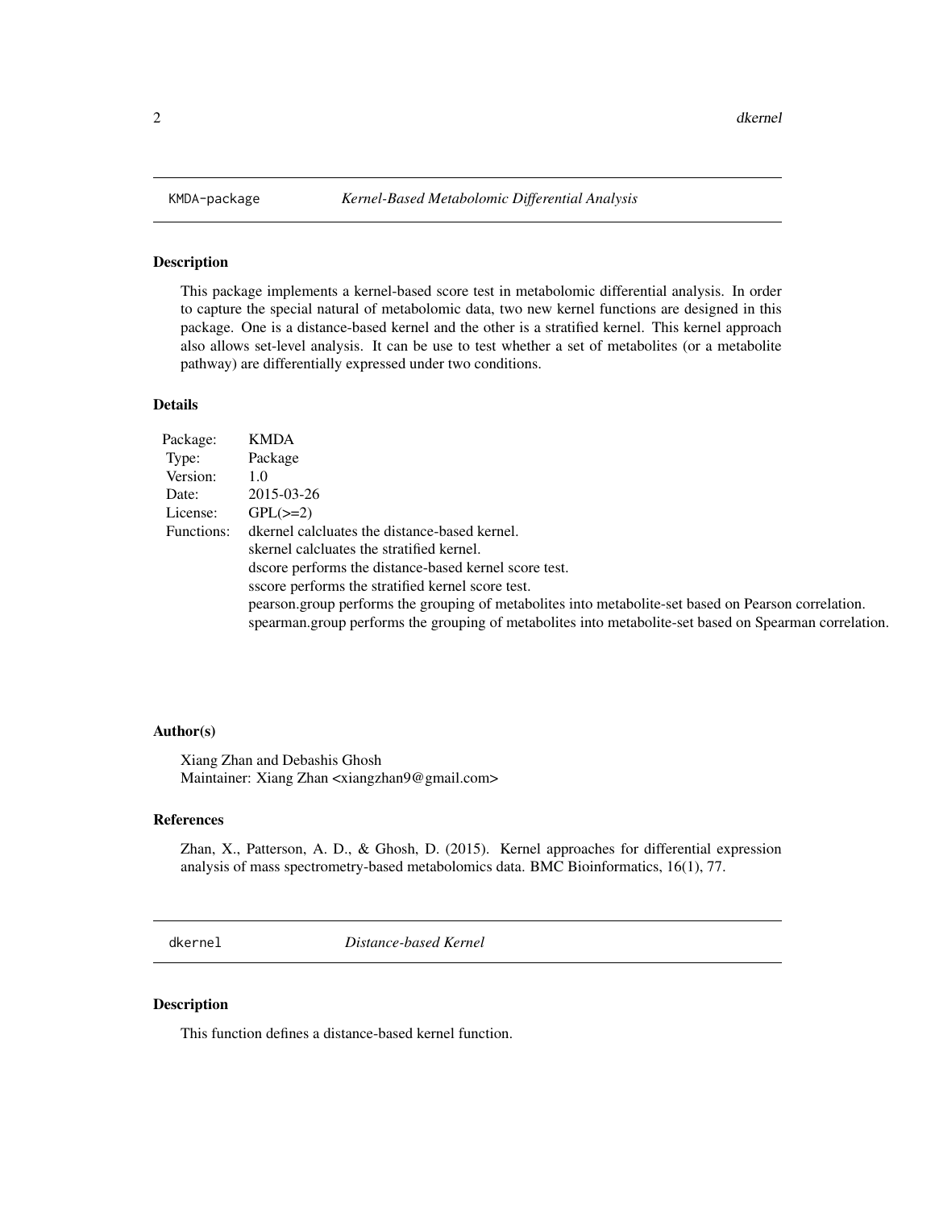## KMDA-package *Kernel-Based Metabolomic Differential Analysis*

### Description

This package implements a kernel-based score test in metabolomic differential analysis. In order to capture the special natural of metabolomic data, two new kernel functions are designed in this package. One is a distance-based kernel and the other is a stratified kernel. This kernel approach also allows set-level analysis. It can be use to test whether a set of metabolites (or a metabolite pathway) are differentially expressed under two conditions.

### Details

| | |
|---|---|
| Package: | KMDA |
| Type: | Package |
| Version: | 1.0 |
| Date: | 2015-03-26 |
| License: | GPL(>=2) |
| Functions: | dkernel calcluates the distance-based kernel. |
| | skernel calcluates the stratified kernel. |
| | dscore performs the distance-based kernel score test. |
| | sscore performs the stratified kernel score test. |
| | pearson.group performs the grouping of metabolites into metabolite-set based on Pearson correlation. |
| | spearman.group performs the grouping of metabolites into metabolite-set based on Spearman correlation. |

### Author(s)

Xiang Zhan and Debashis Ghosh
Maintainer: Xiang Zhan <xiangzhan9@gmail.com>

### References

Zhan, X., Patterson, A. D., & Ghosh, D. (2015). Kernel approaches for differential expression analysis of mass spectrometry-based metabolomics data. BMC Bioinformatics, 16(1), 77.

## dkernel *Distance-based Kernel*

### Description

This function defines a distance-based kernel function.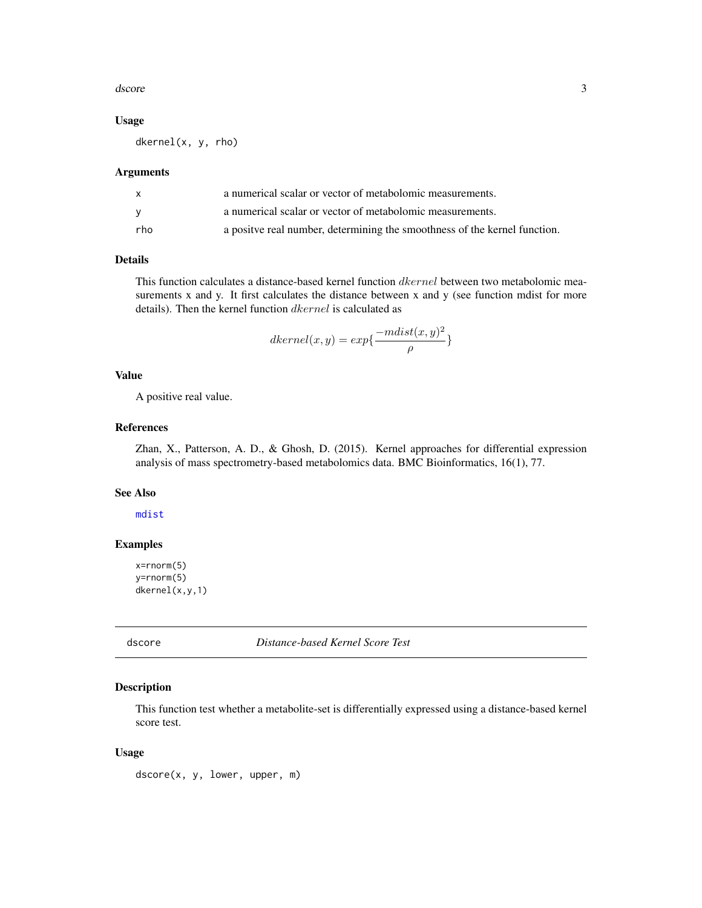### Usage

```
dkernel(x, y, rho)
```

### Arguments

| | |
|---|---|
| x | a numerical scalar or vector of metabolomic measurements. |
| y | a numerical scalar or vector of metabolomic measurements. |
| rho | a positve real number, determining the smoothness of the kernel function. |

### Details

This function calculates a distance-based kernel function $dkernel$ between two metabolomic measurements x and y. It first calculates the distance between x and y (see function mdist for more details). Then the kernel function $dkernel$ is calculated as

$$dkernel(x, y) = exp\{\frac{-mdist(x, y)^2}{\rho}\}$$

### Value

A positive real value.

### References

Zhan, X., Patterson, A. D., & Ghosh, D. (2015). Kernel approaches for differential expression analysis of mass spectrometry-based metabolomics data. BMC Bioinformatics, 16(1), 77.

### See Also

mdist

### Examples

```
x=rnorm(5)
y=rnorm(5)
dkernel(x,y,1)
```

---

## dscore *Distance-based Kernel Score Test*

### Description

This function test whether a metabolite-set is differentially expressed using a distance-based kernel score test.

### Usage

```
dscore(x, y, lower, upper, m)
```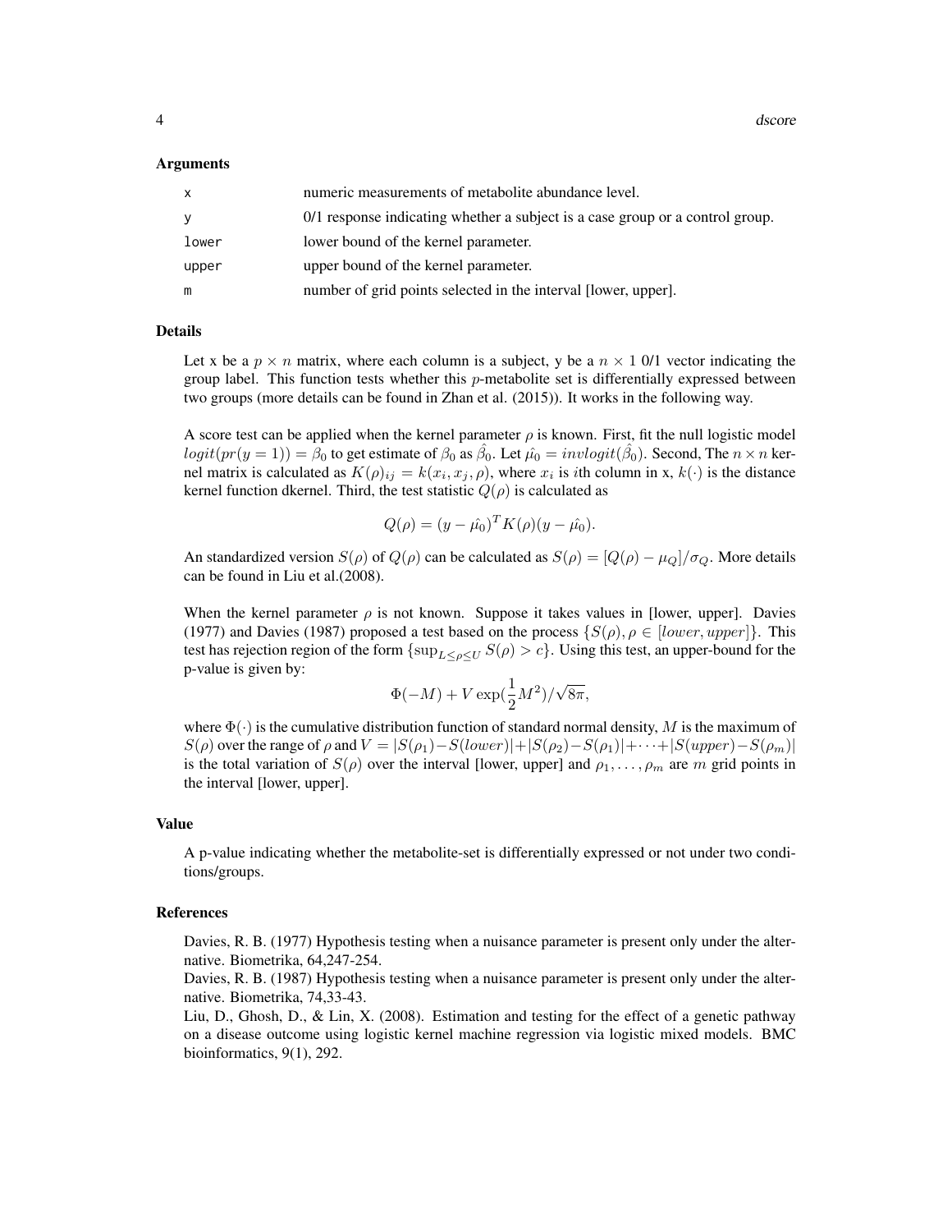### Arguments

| | |
|---|---|
| x | numeric measurements of metabolite abundance level. |
| y | 0/1 response indicating whether a subject is a case group or a control group. |
| lower | lower bound of the kernel parameter. |
| upper | upper bound of the kernel parameter. |
| m | number of grid points selected in the interval [lower, upper]. |

### Details

Let x be a $p \times n$ matrix, where each column is a subject, y be a $n \times 1$ 0/1 vector indicating the group label. This function tests whether this $p$-metabolite set is differentially expressed between two groups (more details can be found in Zhan et al. (2015)). It works in the following way.

A score test can be applied when the kernel parameter $\rho$ is known. First, fit the null logistic model $logit(pr(y = 1)) = \beta_0$ to get estimate of $\beta_0$ as $\hat{\beta}_0$. Let $\hat{\mu_0} = invlogit(\hat{\beta_0})$. Second, The $n \times n$ kernel matrix is calculated as $K(\rho)_{ij} = k(x_i, x_j, \rho)$, where $x_i$ is $i$th column in x, $k(\cdot)$ is the distance kernel function dkernel. Third, the test statistic $Q(\rho)$ is calculated as

$$Q(\rho) = (y - \hat{\mu_0})^T K(\rho)(y - \hat{\mu_0}).$$

An standardized version $S(\rho)$ of $Q(\rho)$ can be calculated as $S(\rho) = [Q(\rho) - \mu_Q]/\sigma_Q$. More details can be found in Liu et al.(2008).

When the kernel parameter $\rho$ is not known. Suppose it takes values in [lower, upper]. Davies (1977) and Davies (1987) proposed a test based on the process $\{S(\rho), \rho \in [lower, upper]\}$. This test has rejection region of the form $\{\sup_{L \leq \rho \leq U} S(\rho) > c\}$. Using this test, an upper-bound for the p-value is given by:

$$\Phi(-M) + V \exp(\frac{1}{2}M^2)/\sqrt{8\pi},$$

where $\Phi(\cdot)$ is the cumulative distribution function of standard normal density, $M$ is the maximum of $S(\rho)$ over the range of $\rho$ and $V = |S(\rho_1) - S(lower)| + |S(\rho_2) - S(\rho_1)| + \cdots + |S(upper) - S(\rho_m)|$ is the total variation of $S(\rho)$ over the interval [lower, upper] and $\rho_1, \ldots, \rho_m$ are $m$ grid points in the interval [lower, upper].

### Value

A p-value indicating whether the metabolite-set is differentially expressed or not under two conditions/groups.

### References

Davies, R. B. (1977) Hypothesis testing when a nuisance parameter is present only under the alternative. Biometrika, 64,247-254.

Davies, R. B. (1987) Hypothesis testing when a nuisance parameter is present only under the alternative. Biometrika, 74,33-43.

Liu, D., Ghosh, D., & Lin, X. (2008). Estimation and testing for the effect of a genetic pathway on a disease outcome using logistic kernel machine regression via logistic mixed models. BMC bioinformatics, 9(1), 292.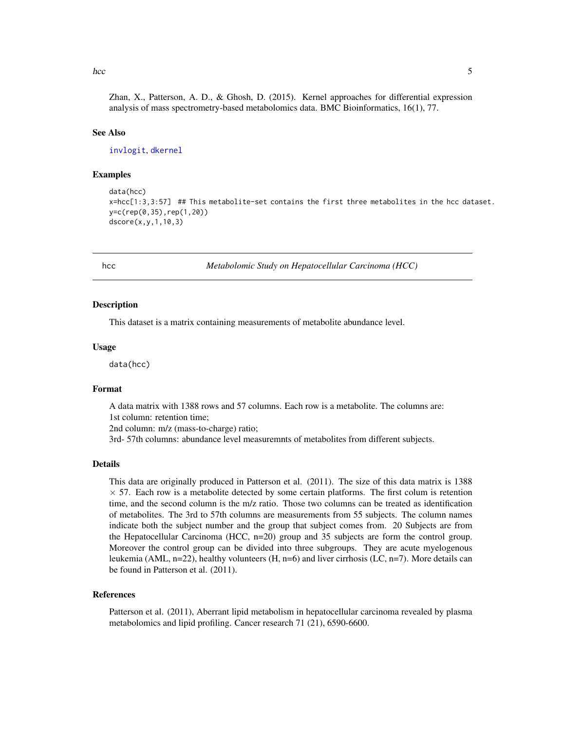Zhan, X., Patterson, A. D., & Ghosh, D. (2015). Kernel approaches for differential expression analysis of mass spectrometry-based metabolomics data. BMC Bioinformatics, 16(1), 77.

### See Also

invlogit, dkernel

### Examples

```
data(hcc)
x=hcc[1:3,3:57]  ## This metabolite-set contains the first three metabolites in the hcc dataset.
y=c(rep(0,35),rep(1,20))
dscore(x,y,1,10,3)
```

---

## hcc — *Metabolomic Study on Hepatocellular Carcinoma (HCC)*

---

### Description

This dataset is a matrix containing measurements of metabolite abundance level.

### Usage

```
data(hcc)
```

### Format

A data matrix with 1388 rows and 57 columns. Each row is a metabolite. The columns are:
1st column: retention time;
2nd column: m/z (mass-to-charge) ratio;
3rd- 57th columns: abundance level measuremnts of metabolites from different subjects.

### Details

This data are originally produced in Patterson et al. (2011). The size of this data matrix is 1388 $\times$ 57. Each row is a metabolite detected by some certain platforms. The first colum is retention time, and the second column is the m/z ratio. Those two columns can be treated as identification of metabolites. The 3rd to 57th columns are measurements from 55 subjects. The column names indicate both the subject number and the group that subject comes from. 20 Subjects are from the Hepatocellular Carcinoma (HCC, n=20) group and 35 subjects are form the control group. Moreover the control group can be divided into three subgroups. They are acute myelogenous leukemia (AML, n=22), healthy volunteers (H, n=6) and liver cirrhosis (LC, n=7). More details can be found in Patterson et al. (2011).

### References

Patterson et al. (2011), Aberrant lipid metabolism in hepatocellular carcinoma revealed by plasma metabolomics and lipid profiling. Cancer research 71 (21), 6590-6600.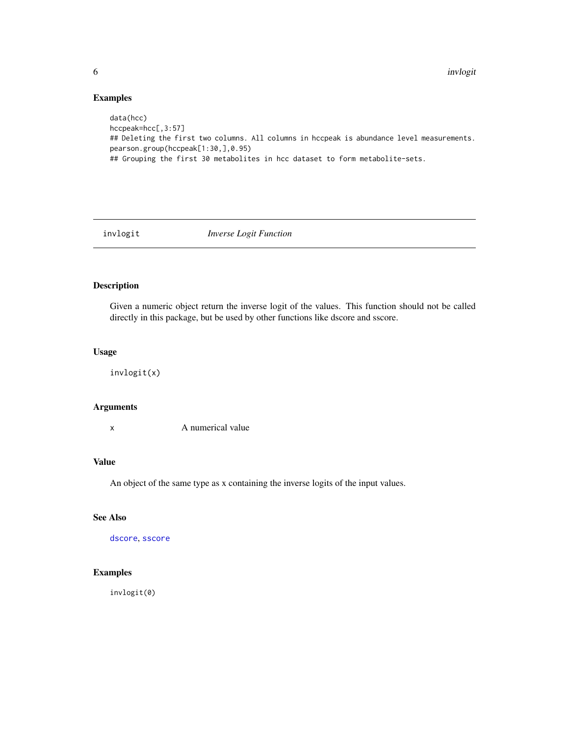## Examples

```
data(hcc)
hccpeak=hcc[,3:57]
## Deleting the first two columns. All columns in hccpeak is abundance level measurements.
pearson.group(hccpeak[1:30,],0.95)
## Grouping the first 30 metabolites in hcc dataset to form metabolite-sets.
```

---

# invlogit *Inverse Logit Function*

---

## Description

Given a numeric object return the inverse logit of the values. This function should not be called directly in this package, but be used by other functions like dscore and sscore.

## Usage

```
invlogit(x)
```

## Arguments

| | |
|---|---|
| x | A numerical value |

## Value

An object of the same type as x containing the inverse logits of the input values.

## See Also

dscore, sscore

## Examples

```
invlogit(0)
```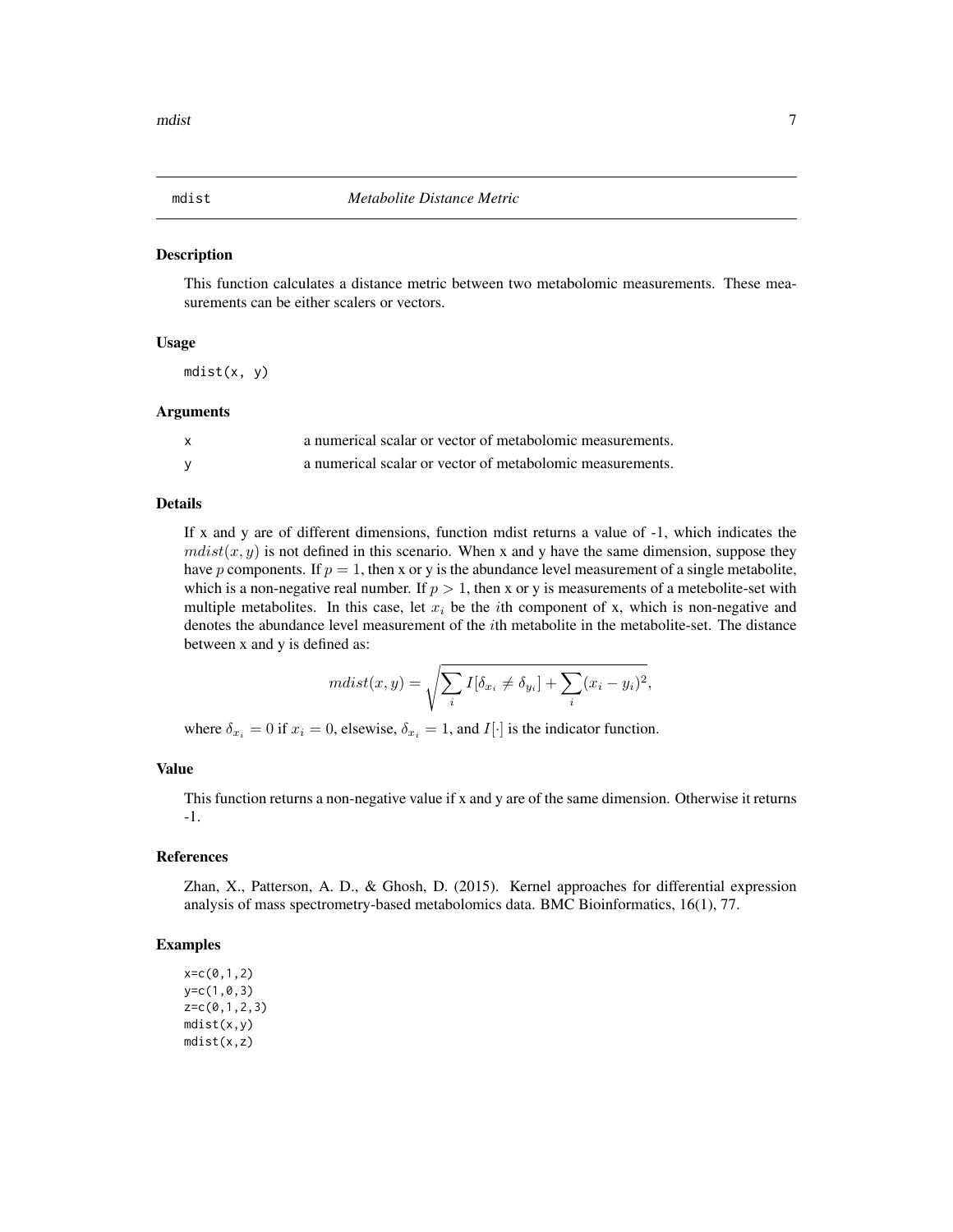## mdist — *Metabolite Distance Metric*

### Description

This function calculates a distance metric between two metabolomic measurements. These measurements can be either scalers or vectors.

### Usage

```
mdist(x, y)
```

### Arguments

| | |
|---|---|
| x | a numerical scalar or vector of metabolomic measurements. |
| y | a numerical scalar or vector of metabolomic measurements. |

### Details

If x and y are of different dimensions, function mdist returns a value of -1, which indicates the $mdist(x, y)$ is not defined in this scenario. When x and y have the same dimension, suppose they have $p$ components. If $p = 1$, then x or y is the abundance level measurement of a single metabolite, which is a non-negative real number. If $p > 1$, then x or y is measurements of a metebolite-set with multiple metabolites. In this case, let $x_i$ be the $i$th component of x, which is non-negative and denotes the abundance level measurement of the $i$th metabolite in the metabolite-set. The distance between x and y is defined as:

$$mdist(x, y) = \sqrt{\sum_i I[\delta_{x_i} \neq \delta_{y_i}] + \sum_i (x_i - y_i)^2},$$

where $\delta_{x_i} = 0$ if $x_i = 0$, elsewise, $\delta_{x_i} = 1$, and $I[\cdot]$ is the indicator function.

### Value

This function returns a non-negative value if x and y are of the same dimension. Otherwise it returns -1.

### References

Zhan, X., Patterson, A. D., & Ghosh, D. (2015). Kernel approaches for differential expression analysis of mass spectrometry-based metabolomics data. BMC Bioinformatics, 16(1), 77.

### Examples

```
x=c(0,1,2)
y=c(1,0,3)
z=c(0,1,2,3)
mdist(x,y)
mdist(x,z)
```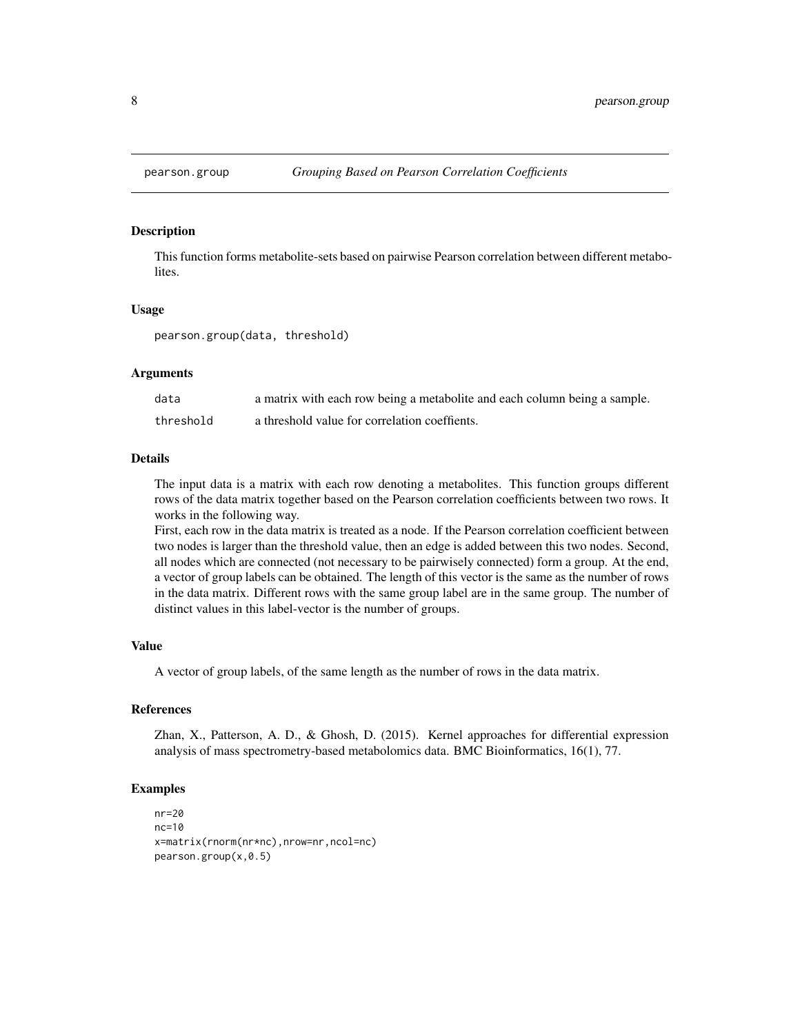# pearson.group *Grouping Based on Pearson Correlation Coefficients*

## Description

This function forms metabolite-sets based on pairwise Pearson correlation between different metabolites.

## Usage

```
pearson.group(data, threshold)
```

## Arguments

| | |
|---|---|
| `data` | a matrix with each row being a metabolite and each column being a sample. |
| `threshold` | a threshold value for correlation coeffients. |

## Details

The input data is a matrix with each row denoting a metabolites. This function groups different rows of the data matrix together based on the Pearson correlation coefficients between two rows. It works in the following way.

First, each row in the data matrix is treated as a node. If the Pearson correlation coefficient between two nodes is larger than the threshold value, then an edge is added between this two nodes. Second, all nodes which are connected (not necessary to be pairwisely connected) form a group. At the end, a vector of group labels can be obtained. The length of this vector is the same as the number of rows in the data matrix. Different rows with the same group label are in the same group. The number of distinct values in this label-vector is the number of groups.

## Value

A vector of group labels, of the same length as the number of rows in the data matrix.

## References

Zhan, X., Patterson, A. D., & Ghosh, D. (2015). Kernel approaches for differential expression analysis of mass spectrometry-based metabolomics data. BMC Bioinformatics, 16(1), 77.

## Examples

```
nr=20
nc=10
x=matrix(rnorm(nr*nc),nrow=nr,ncol=nc)
pearson.group(x,0.5)
```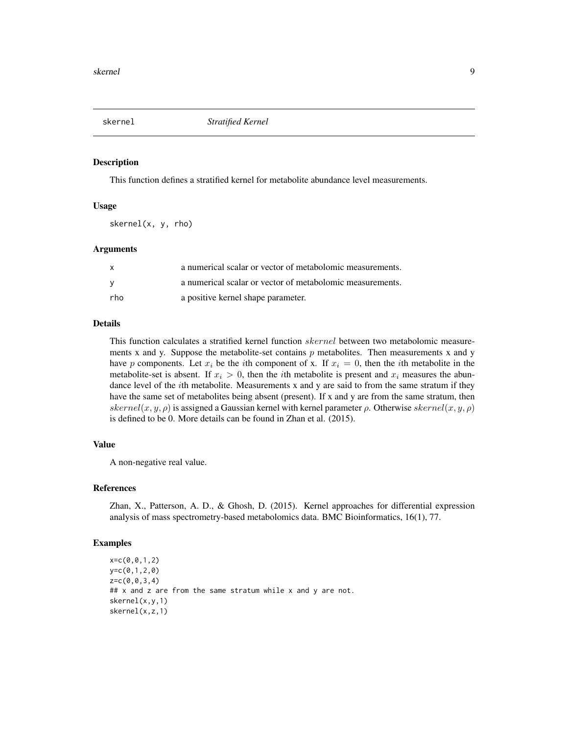## skernel *Stratified Kernel*

### Description

This function defines a stratified kernel for metabolite abundance level measurements.

### Usage

```
skernel(x, y, rho)
```

### Arguments

| | |
|---|---|
| x | a numerical scalar or vector of metabolomic measurements. |
| y | a numerical scalar or vector of metabolomic measurements. |
| rho | a positive kernel shape parameter. |

### Details

This function calculates a stratified kernel function $skernel$ between two metabolomic measurements x and y. Suppose the metabolite-set contains $p$ metabolites. Then measurements x and y have $p$ components. Let $x_i$ be the $i$th component of x. If $x_i = 0$, then the $i$th metabolite in the metabolite-set is absent. If $x_i > 0$, then the $i$th metabolite is present and $x_i$ measures the abundance level of the $i$th metabolite. Measurements x and y are said to from the same stratum if they have the same set of metabolites being absent (present). If x and y are from the same stratum, then $skernel(x, y, \rho)$ is assigned a Gaussian kernel with kernel parameter $\rho$. Otherwise $skernel(x, y, \rho)$ is defined to be 0. More details can be found in Zhan et al. (2015).

### Value

A non-negative real value.

### References

Zhan, X., Patterson, A. D., & Ghosh, D. (2015). Kernel approaches for differential expression analysis of mass spectrometry-based metabolomics data. BMC Bioinformatics, 16(1), 77.

### Examples

```
x=c(0,0,1,2)
y=c(0,1,2,0)
z=c(0,0,3,4)
## x and z are from the same stratum while x and y are not.
skernel(x,y,1)
skernel(x,z,1)
```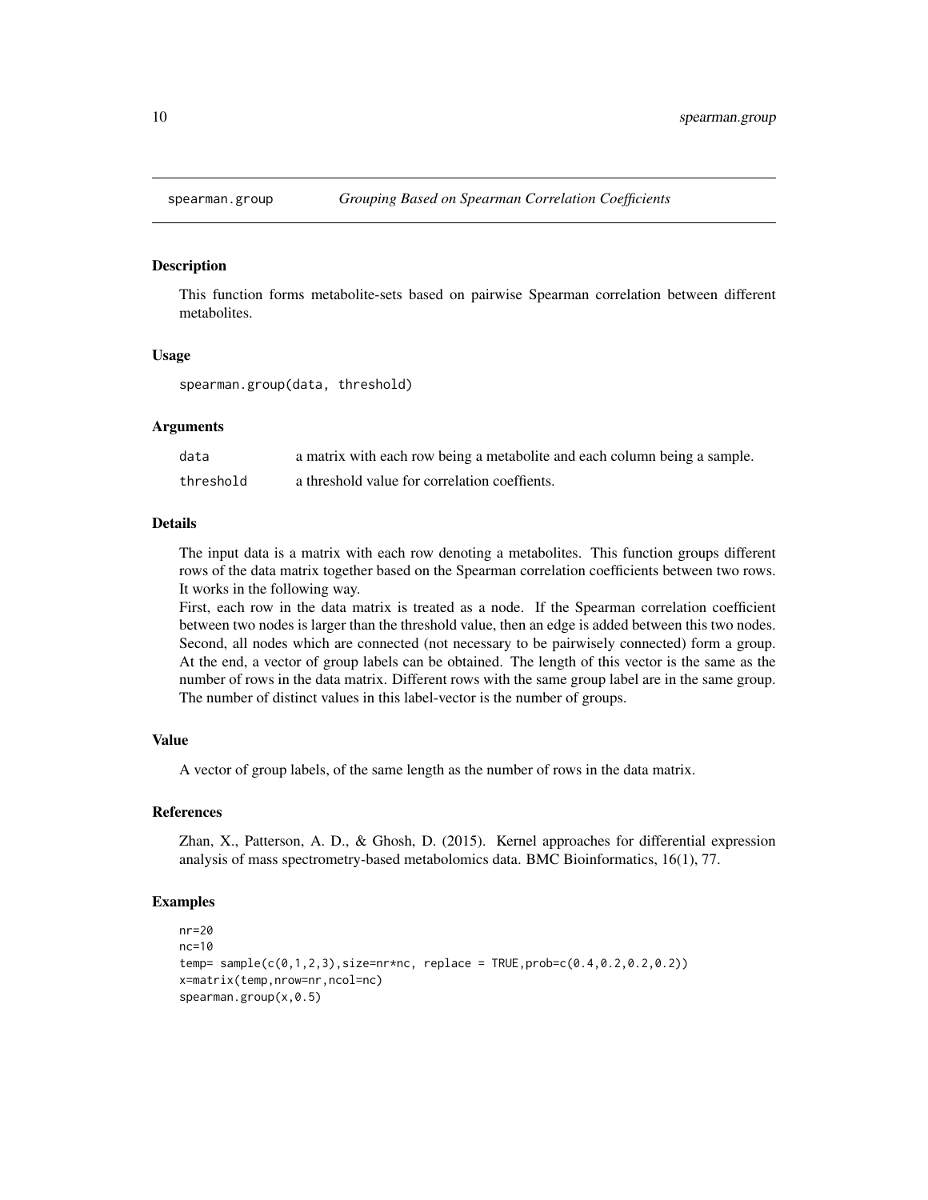spearman.group — *Grouping Based on Spearman Correlation Coefficients*

## Description

This function forms metabolite-sets based on pairwise Spearman correlation between different metabolites.

## Usage

```
spearman.group(data, threshold)
```

## Arguments

| | |
|---|---|
| data | a matrix with each row being a metabolite and each column being a sample. |
| threshold | a threshold value for correlation coeffients. |

## Details

The input data is a matrix with each row denoting a metabolites. This function groups different rows of the data matrix together based on the Spearman correlation coefficients between two rows. It works in the following way.

First, each row in the data matrix is treated as a node. If the Spearman correlation coefficient between two nodes is larger than the threshold value, then an edge is added between this two nodes. Second, all nodes which are connected (not necessary to be pairwisely connected) form a group. At the end, a vector of group labels can be obtained. The length of this vector is the same as the number of rows in the data matrix. Different rows with the same group label are in the same group. The number of distinct values in this label-vector is the number of groups.

## Value

A vector of group labels, of the same length as the number of rows in the data matrix.

## References

Zhan, X., Patterson, A. D., & Ghosh, D. (2015). Kernel approaches for differential expression analysis of mass spectrometry-based metabolomics data. BMC Bioinformatics, 16(1), 77.

## Examples

```
nr=20
nc=10
temp= sample(c(0,1,2,3),size=nr*nc, replace = TRUE,prob=c(0.4,0.2,0.2,0.2))
x=matrix(temp,nrow=nr,ncol=nc)
spearman.group(x,0.5)
```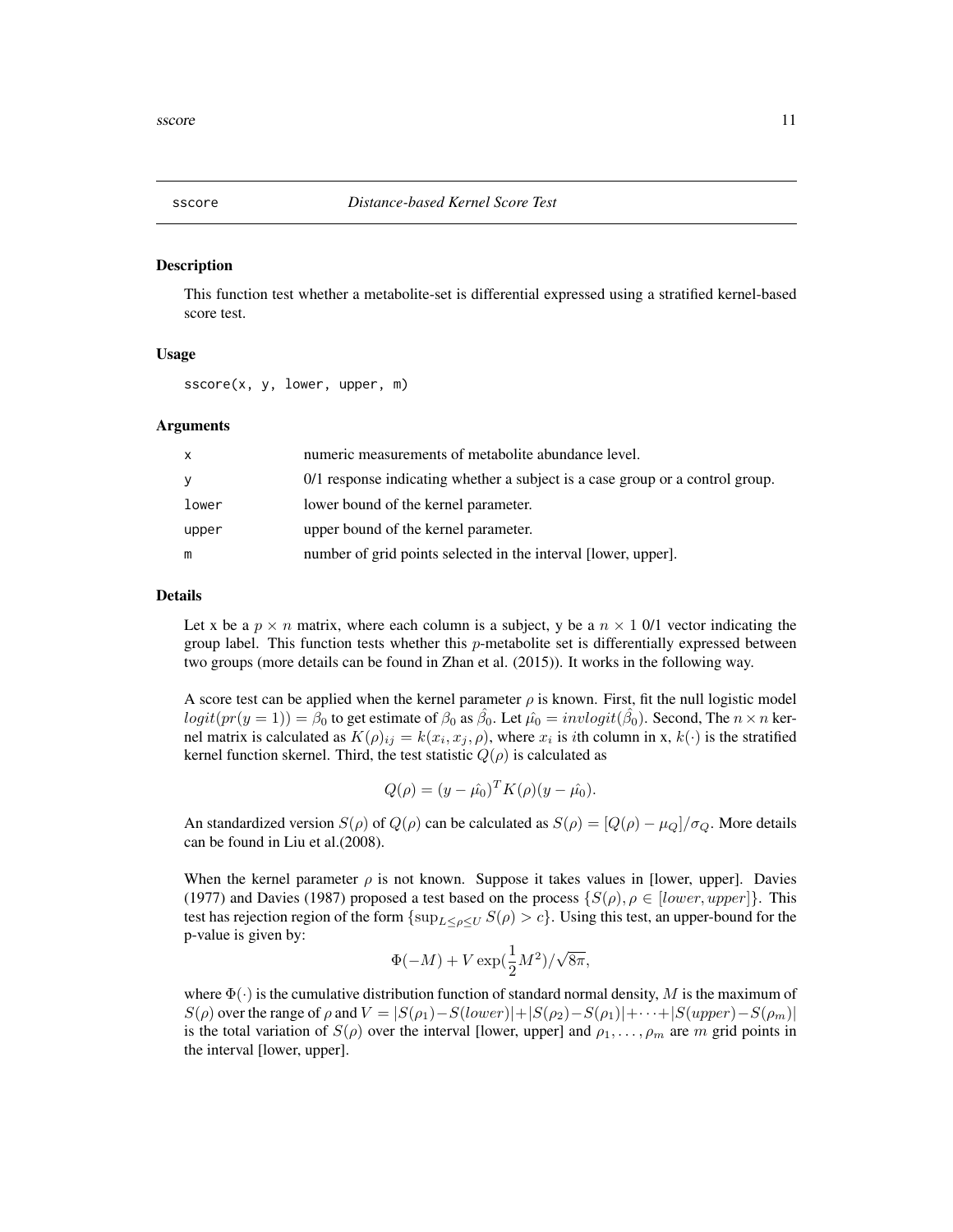## sscore — *Distance-based Kernel Score Test*

### Description

This function test whether a metabolite-set is differential expressed using a stratified kernel-based score test.

### Usage

```
sscore(x, y, lower, upper, m)
```

### Arguments

| | |
|---|---|
| x | numeric measurements of metabolite abundance level. |
| y | 0/1 response indicating whether a subject is a case group or a control group. |
| lower | lower bound of the kernel parameter. |
| upper | upper bound of the kernel parameter. |
| m | number of grid points selected in the interval [lower, upper]. |

### Details

Let x be a $p \times n$ matrix, where each column is a subject, y be a $n \times 1$ 0/1 vector indicating the group label. This function tests whether this $p$-metabolite set is differentially expressed between two groups (more details can be found in Zhan et al. (2015)). It works in the following way.

A score test can be applied when the kernel parameter $\rho$ is known. First, fit the null logistic model $logit(pr(y = 1)) = \beta_0$ to get estimate of $\beta_0$ as $\hat{\beta_0}$. Let $\hat{\mu_0} = invlogit(\hat{\beta_0})$. Second, The $n \times n$ kernel matrix is calculated as $K(\rho)_{ij} = k(x_i, x_j, \rho)$, where $x_i$ is $i$th column in x, $k(\cdot)$ is the stratified kernel function skernel. Third, the test statistic $Q(\rho)$ is calculated as

$$Q(\rho) = (y - \hat{\mu_0})^T K(\rho)(y - \hat{\mu_0}).$$

An standardized version $S(\rho)$ of $Q(\rho)$ can be calculated as $S(\rho) = [Q(\rho) - \mu_Q]/\sigma_Q$. More details can be found in Liu et al.(2008).

When the kernel parameter $\rho$ is not known. Suppose it takes values in [lower, upper]. Davies (1977) and Davies (1987) proposed a test based on the process $\{S(\rho), \rho \in [lower, upper]\}$. This test has rejection region of the form $\{\sup_{L \leq \rho \leq U} S(\rho) > c\}$. Using this test, an upper-bound for the p-value is given by:

$$\Phi(-M) + V \exp(\frac{1}{2}M^2)/\sqrt{8\pi},$$

where $\Phi(\cdot)$ is the cumulative distribution function of standard normal density, $M$ is the maximum of $S(\rho)$ over the range of $\rho$ and $V = |S(\rho_1) - S(lower)| + |S(\rho_2) - S(\rho_1)| + \cdots + |S(upper) - S(\rho_m)|$ is the total variation of $S(\rho)$ over the interval [lower, upper] and $\rho_1, \ldots, \rho_m$ are $m$ grid points in the interval [lower, upper].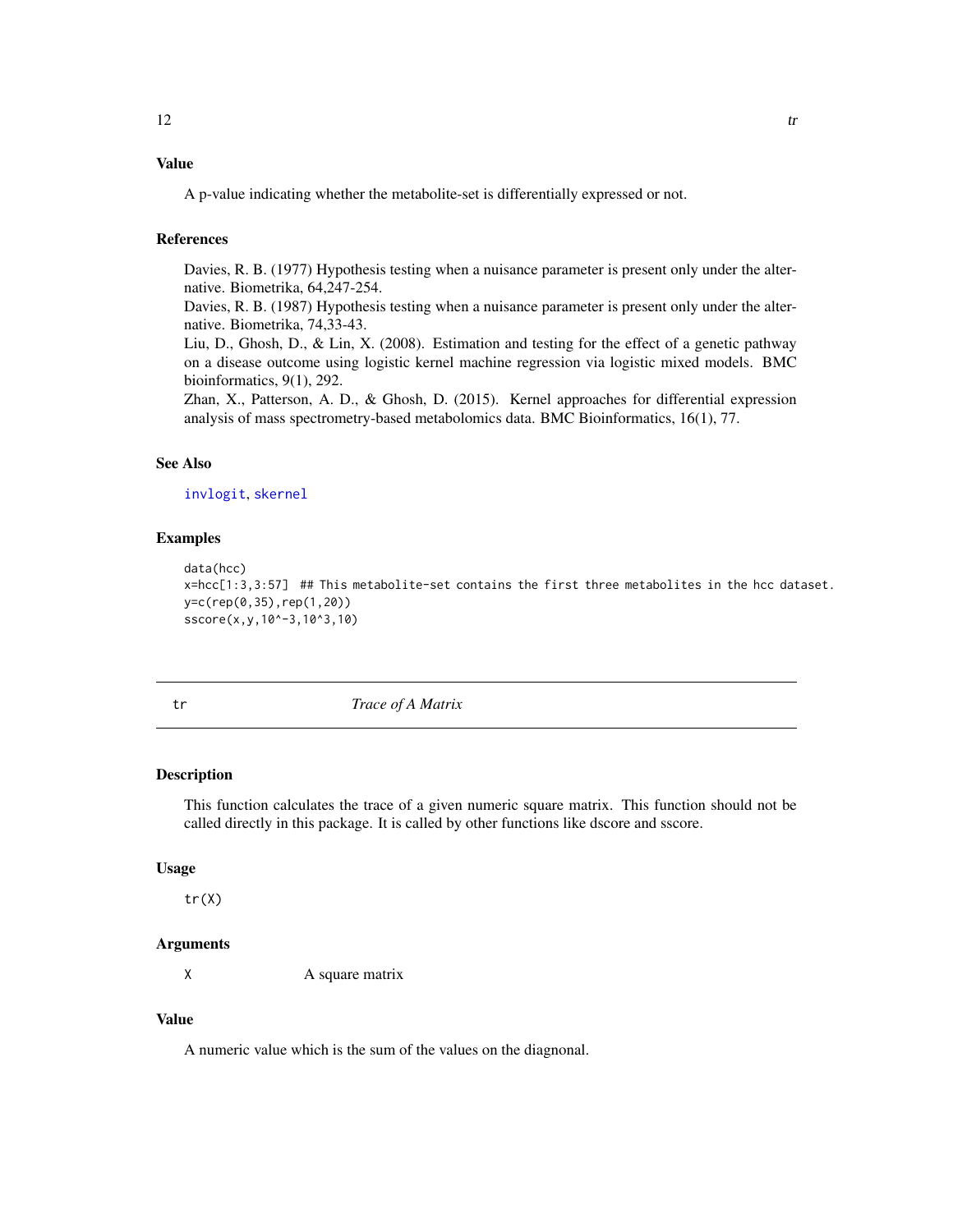### Value

A p-value indicating whether the metabolite-set is differentially expressed or not.

### References

Davies, R. B. (1977) Hypothesis testing when a nuisance parameter is present only under the alternative. Biometrika, 64,247-254.

Davies, R. B. (1987) Hypothesis testing when a nuisance parameter is present only under the alternative. Biometrika, 74,33-43.

Liu, D., Ghosh, D., & Lin, X. (2008). Estimation and testing for the effect of a genetic pathway on a disease outcome using logistic kernel machine regression via logistic mixed models. BMC bioinformatics, 9(1), 292.

Zhan, X., Patterson, A. D., & Ghosh, D. (2015). Kernel approaches for differential expression analysis of mass spectrometry-based metabolomics data. BMC Bioinformatics, 16(1), 77.

### See Also

invlogit, skernel

### Examples

```
data(hcc)
x=hcc[1:3,3:57]  ## This metabolite-set contains the first three metabolites in the hcc dataset.
y=c(rep(0,35),rep(1,20))
sscore(x,y,10^-3,10^3,10)
```

---

## tr — *Trace of A Matrix*

---

### Description

This function calculates the trace of a given numeric square matrix. This function should not be called directly in this package. It is called by other functions like dscore and sscore.

### Usage

```
tr(X)
```

### Arguments

| | |
|---|---|
| X | A square matrix |

### Value

A numeric value which is the sum of the values on the diagonal.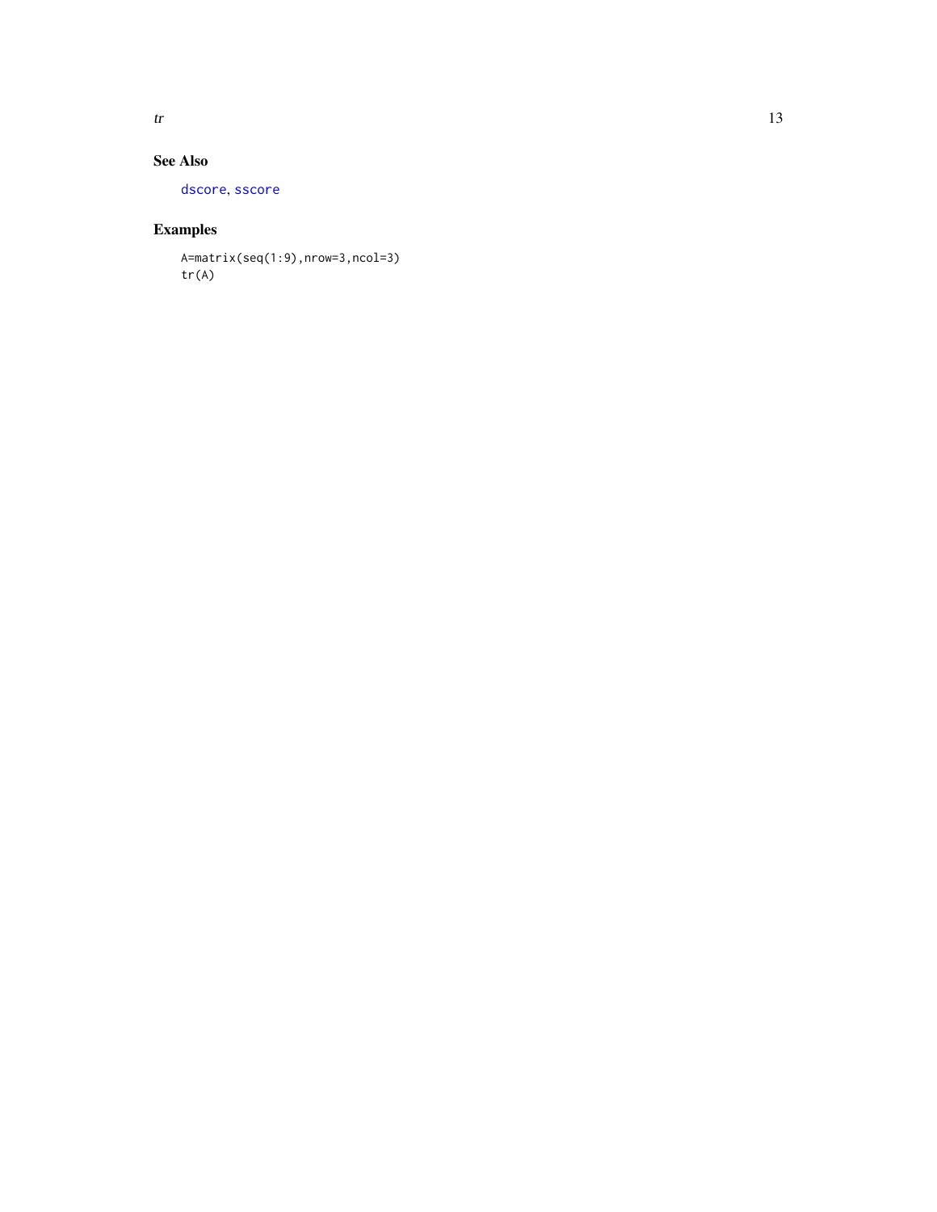## See Also

dscore, sscore

## Examples

```
A=matrix(seq(1:9),nrow=3,ncol=3)
tr(A)
```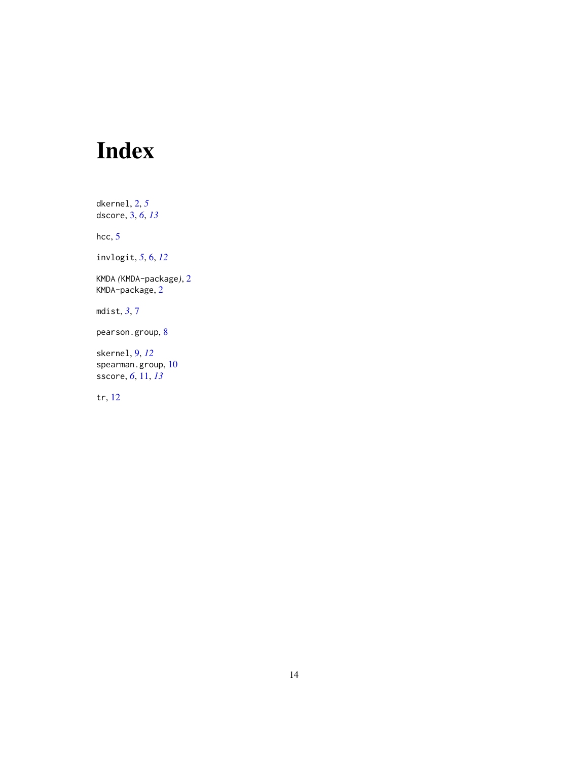# Index

dkernel, 2, *5*
dscore, 3, *6*, *13*

hcc, 5

invlogit, *5*, 6, *12*

KMDA *(*KMDA-package*)*, 2
KMDA-package, 2

mdist, *3*, 7

pearson.group, 8

skernel, 9, *12*
spearman.group, 10
sscore, *6*, 11, *13*

tr, 12